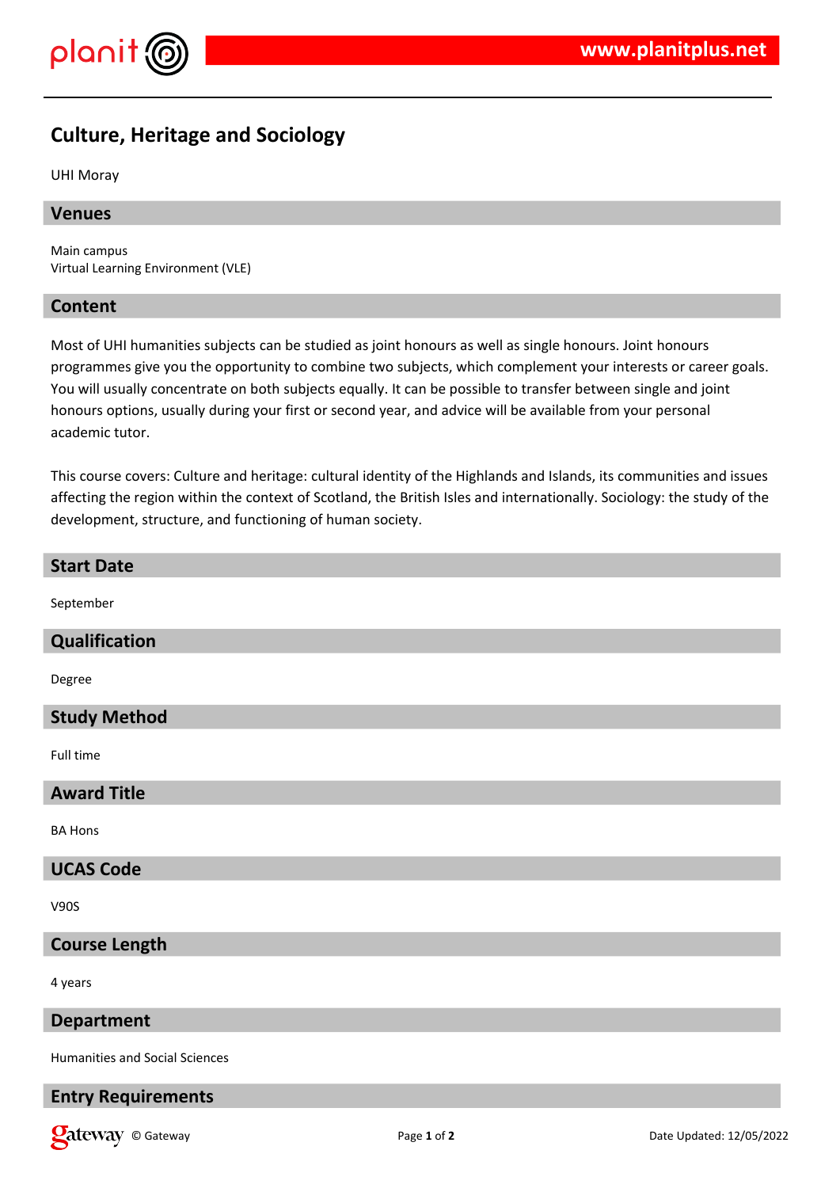# Culture, Heritage and Sociology

UHI Moray

## Venues

Main campus
Virtual Learning Environment (VLE)

## Content

Most of UHI humanities subjects can be studied as joint honours as well as single honours. Joint honours programmes give you the opportunity to combine two subjects, which complement your interests or career goals. You will usually concentrate on both subjects equally. It can be possible to transfer between single and joint honours options, usually during your first or second year, and advice will be available from your personal academic tutor.

This course covers: Culture and heritage: cultural identity of the Highlands and Islands, its communities and issues affecting the region within the context of Scotland, the British Isles and internationally. Sociology: the study of the development, structure, and functioning of human society.

## Start Date

September

## Qualification

Degree

## Study Method

Full time

## Award Title

BA Hons

## UCAS Code

V90S

## Course Length

4 years

## Department

Humanities and Social Sciences

## Entry Requirements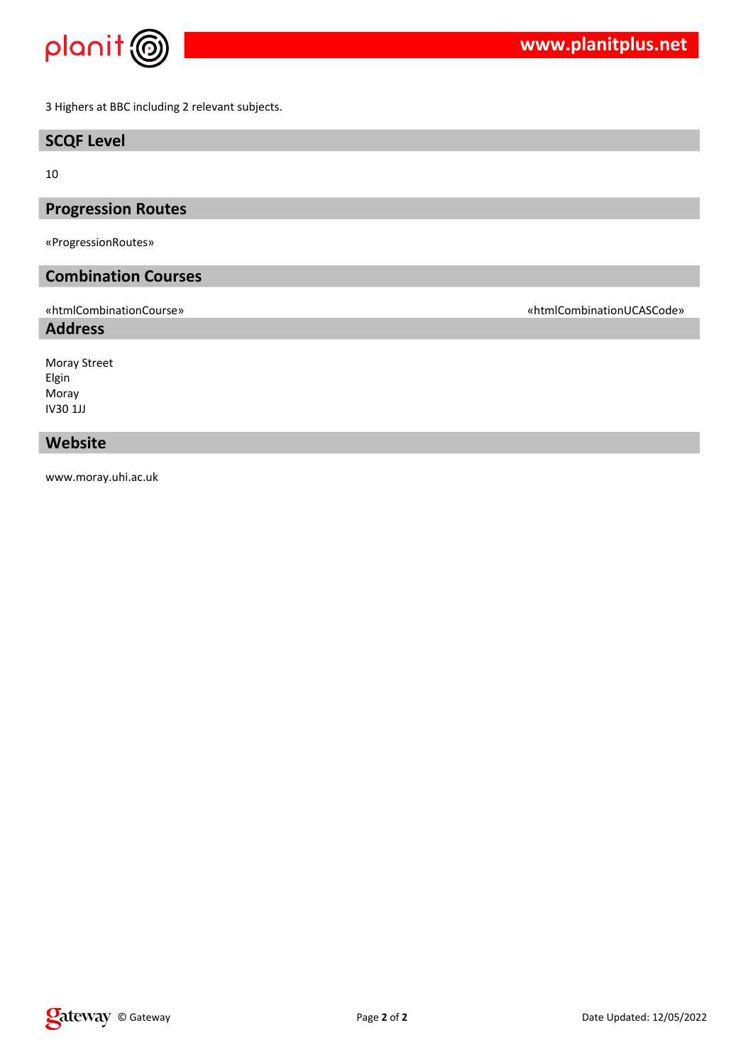3 Highers at BBC including 2 relevant subjects.

## SCQF Level

10

## Progression Routes

«ProgressionRoutes»

## Combination Courses

«htmlCombinationCourse» «htmlCombinationUCASCode»

## Address

Moray Street
Elgin
Moray
IV30 1JJ

## Website

www.moray.uhi.ac.uk